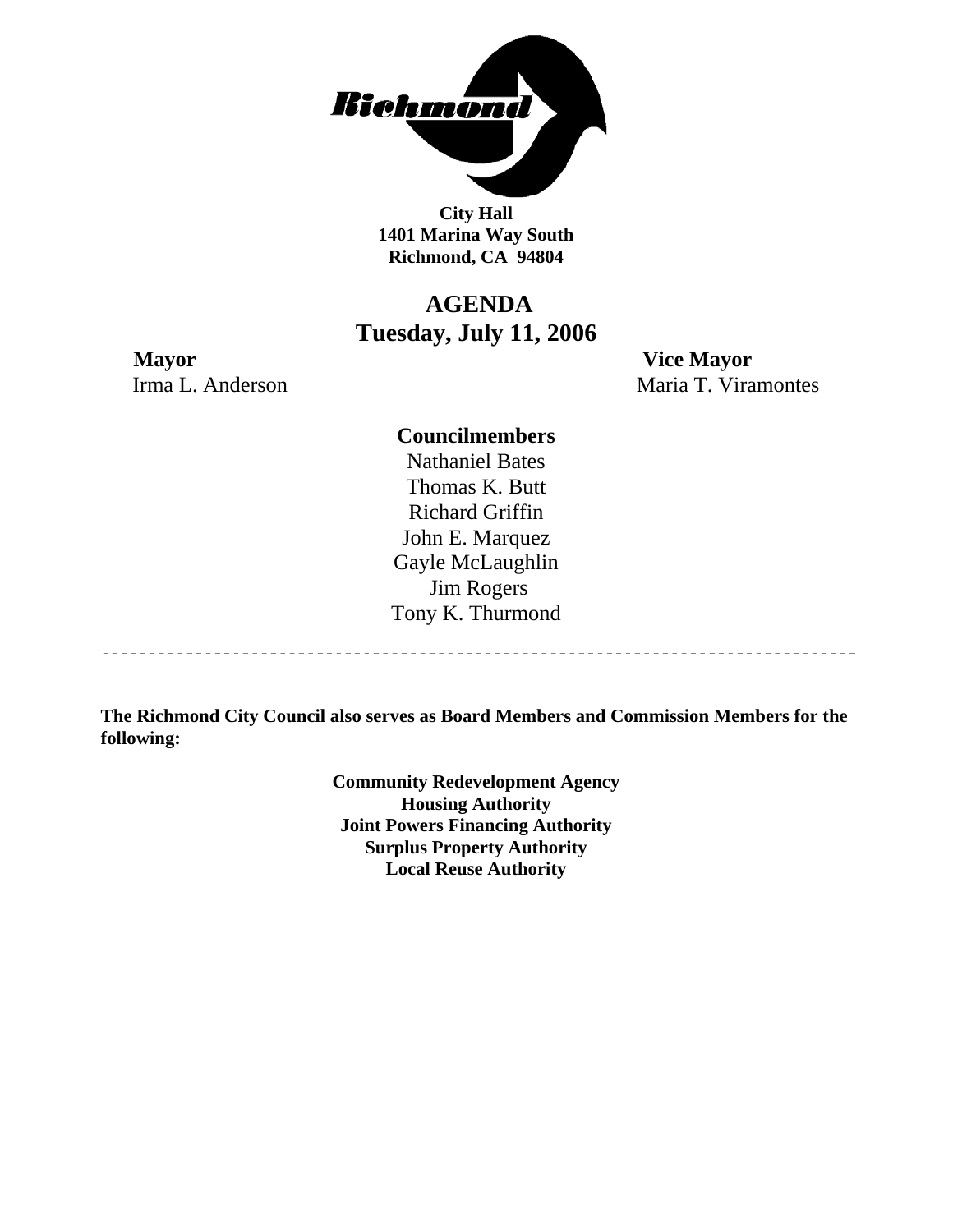**Richmond**

**City Hall**
**1401 Marina Way South**
**Richmond, CA 94804**

# AGENDA
## Tuesday, July 11, 2006

**Mayor**
Irma L. Anderson

**Vice Mayor**
Maria T. Viramontes

**Councilmembers**
Nathaniel Bates
Thomas K. Butt
Richard Griffin
John E. Marquez
Gayle McLaughlin
Jim Rogers
Tony K. Thurmond

---

**The Richmond City Council also serves as Board Members and Commission Members for the following:**

**Community Redevelopment Agency**
**Housing Authority**
**Joint Powers Financing Authority**
**Surplus Property Authority**
**Local Reuse Authority**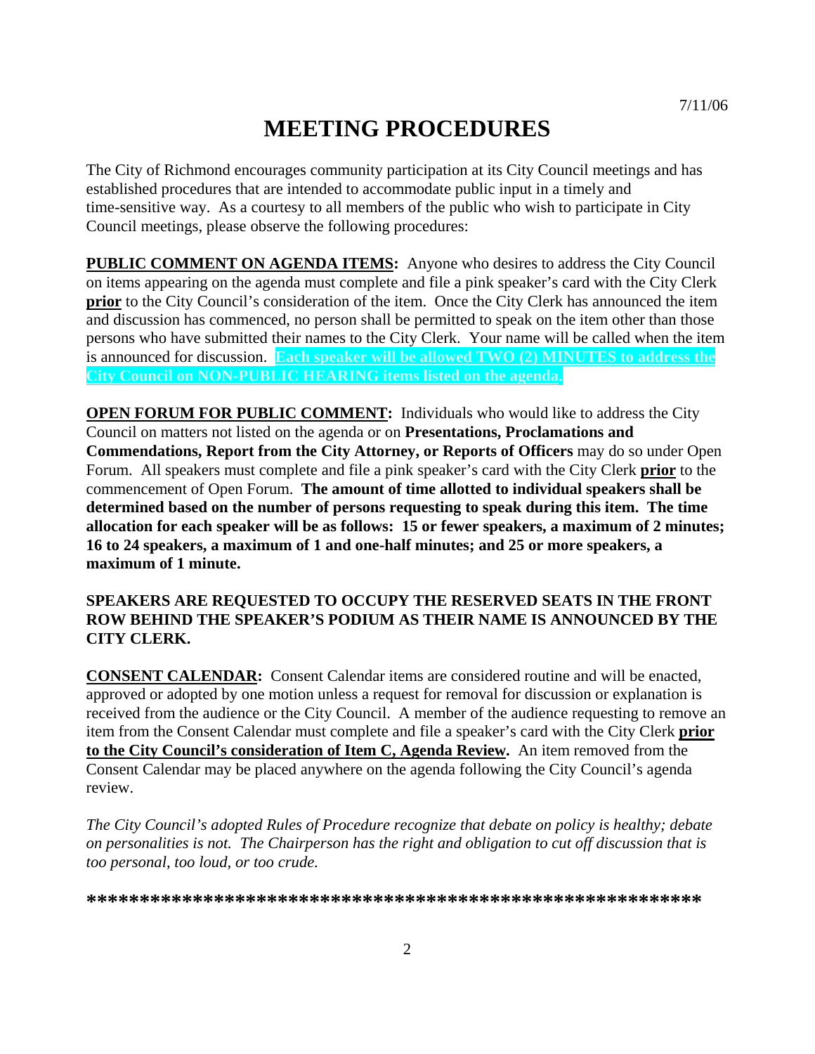7/11/06

# MEETING PROCEDURES

The City of Richmond encourages community participation at its City Council meetings and has established procedures that are intended to accommodate public input in a timely and time-sensitive way. As a courtesy to all members of the public who wish to participate in City Council meetings, please observe the following procedures:

**PUBLIC COMMENT ON AGENDA ITEMS:** Anyone who desires to address the City Council on items appearing on the agenda must complete and file a pink speaker's card with the City Clerk **prior** to the City Council's consideration of the item. Once the City Clerk has announced the item and discussion has commenced, no person shall be permitted to speak on the item other than those persons who have submitted their names to the City Clerk. Your name will be called when the item is announced for discussion. **Each speaker will be allowed TWO (2) MINUTES to address the City Council on NON-PUBLIC HEARING items listed on the agenda.**

**OPEN FORUM FOR PUBLIC COMMENT:** Individuals who would like to address the City Council on matters not listed on the agenda or on **Presentations, Proclamations and Commendations, Report from the City Attorney, or Reports of Officers** may do so under Open Forum. All speakers must complete and file a pink speaker's card with the City Clerk **prior** to the commencement of Open Forum. **The amount of time allotted to individual speakers shall be determined based on the number of persons requesting to speak during this item. The time allocation for each speaker will be as follows: 15 or fewer speakers, a maximum of 2 minutes; 16 to 24 speakers, a maximum of 1 and one-half minutes; and 25 or more speakers, a maximum of 1 minute.**

**SPEAKERS ARE REQUESTED TO OCCUPY THE RESERVED SEATS IN THE FRONT ROW BEHIND THE SPEAKER'S PODIUM AS THEIR NAME IS ANNOUNCED BY THE CITY CLERK.**

**CONSENT CALENDAR:** Consent Calendar items are considered routine and will be enacted, approved or adopted by one motion unless a request for removal for discussion or explanation is received from the audience or the City Council. A member of the audience requesting to remove an item from the Consent Calendar must complete and file a speaker's card with the City Clerk **prior to the City Council's consideration of Item C, Agenda Review.** An item removed from the Consent Calendar may be placed anywhere on the agenda following the City Council's agenda review.

*The City Council's adopted Rules of Procedure recognize that debate on policy is healthy; debate on personalities is not. The Chairperson has the right and obligation to cut off discussion that is too personal, too loud, or too crude.*

*************************************************************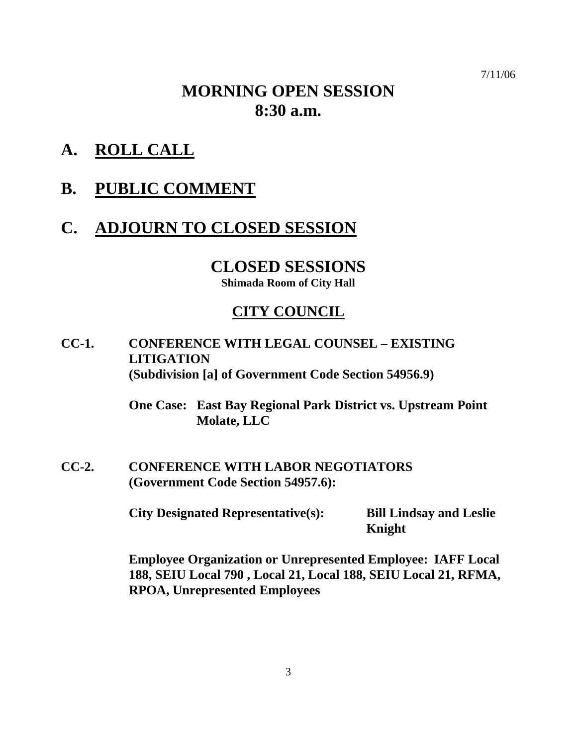7/11/06

# MORNING OPEN SESSION
# 8:30 a.m.

## A. ROLL CALL

## B. PUBLIC COMMENT

## C. ADJOURN TO CLOSED SESSION

# CLOSED SESSIONS

**Shimada Room of City Hall**

## CITY COUNCIL

**CC-1. CONFERENCE WITH LEGAL COUNSEL – EXISTING LITIGATION (Subdivision [a] of Government Code Section 54956.9)**

**One Case: East Bay Regional Park District vs. Upstream Point Molate, LLC**

**CC-2. CONFERENCE WITH LABOR NEGOTIATORS (Government Code Section 54957.6):**

**City Designated Representative(s): Bill Lindsay and Leslie Knight**

**Employee Organization or Unrepresented Employee: IAFF Local 188, SEIU Local 790 , Local 21, Local 188, SEIU Local 21, RFMA, RPOA, Unrepresented Employees**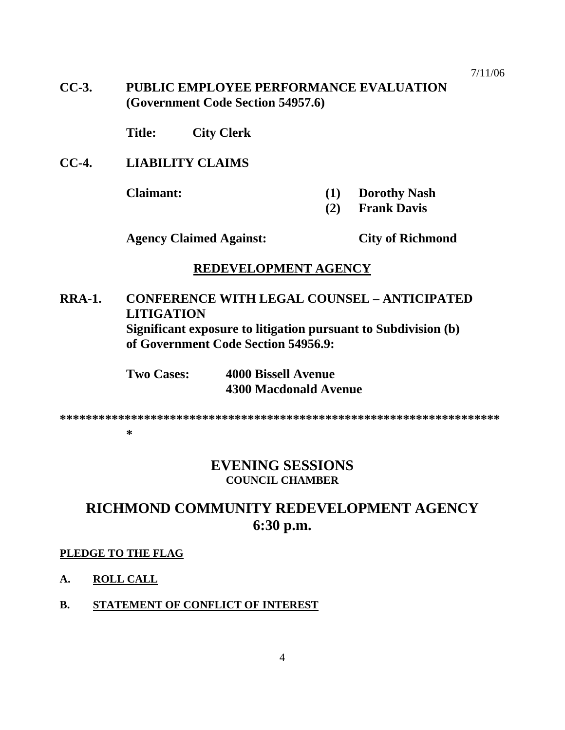**CC-3. PUBLIC EMPLOYEE PERFORMANCE EVALUATION (Government Code Section 54957.6)**

**Title: City Clerk**

**CC-4. LIABILITY CLAIMS**

**Claimant: (1) Dorothy Nash**
**(2) Frank Davis**

**Agency Claimed Against: City of Richmond**

**REDEVELOPMENT AGENCY**

**RRA-1. CONFERENCE WITH LEGAL COUNSEL – ANTICIPATED LITIGATION**
**Significant exposure to litigation pursuant to Subdivision (b) of Government Code Section 54956.9:**

**Two Cases: 4000 Bissell Avenue**
**4300 Macdonald Avenue**

*******************************************************************
*

# EVENING SESSIONS
**COUNCIL CHAMBER**

# RICHMOND COMMUNITY REDEVELOPMENT AGENCY
# 6:30 p.m.

**PLEDGE TO THE FLAG**

**A. ROLL CALL**

**B. STATEMENT OF CONFLICT OF INTEREST**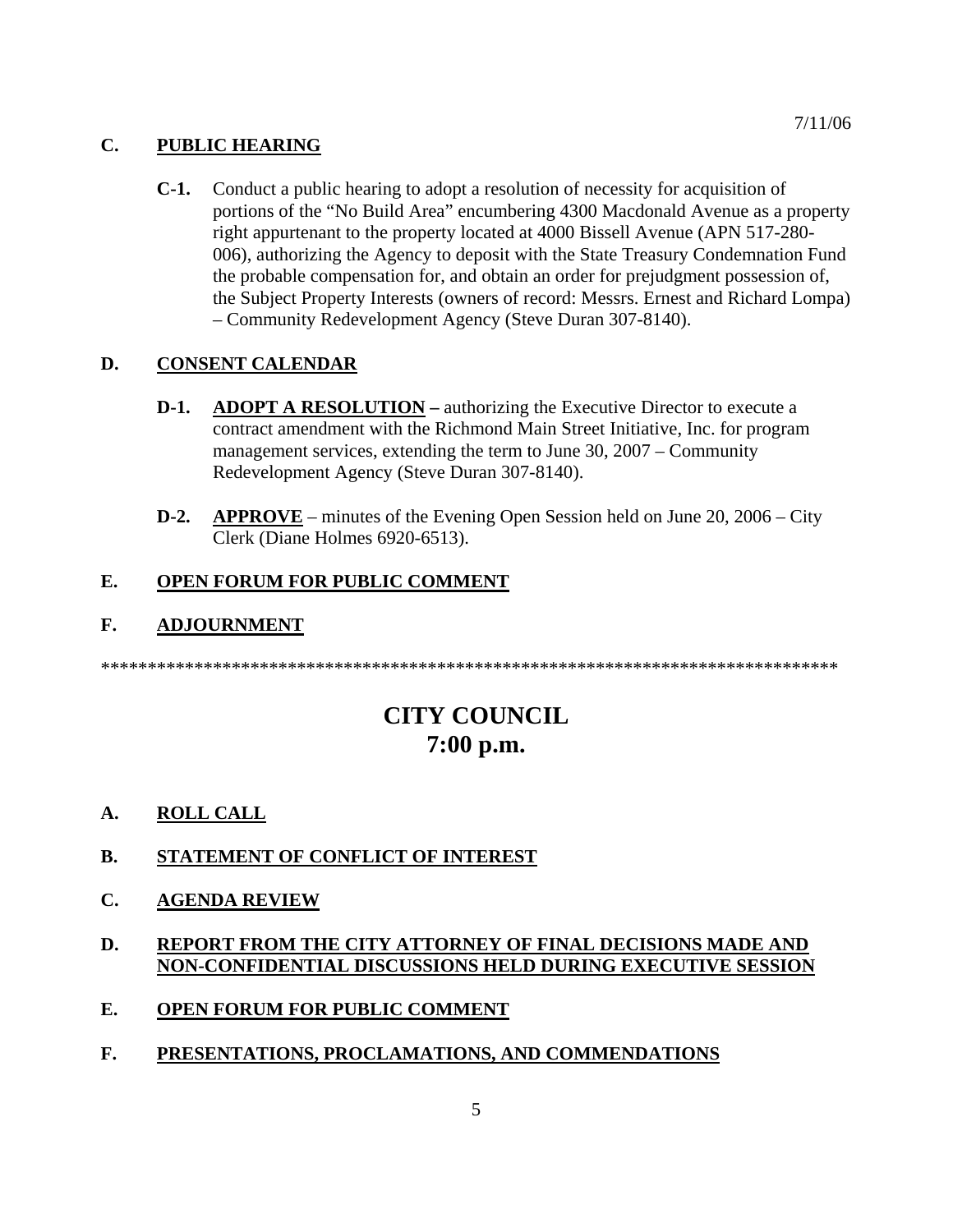7/11/06

**C. PUBLIC HEARING**

**C-1.** Conduct a public hearing to adopt a resolution of necessity for acquisition of portions of the "No Build Area" encumbering 4300 Macdonald Avenue as a property right appurtenant to the property located at 4000 Bissell Avenue (APN 517-280-006), authorizing the Agency to deposit with the State Treasury Condemnation Fund the probable compensation for, and obtain an order for prejudgment possession of, the Subject Property Interests (owners of record: Messrs. Ernest and Richard Lompa) – Community Redevelopment Agency (Steve Duran 307-8140).

**D. CONSENT CALENDAR**

**D-1.** **ADOPT A RESOLUTION –** authorizing the Executive Director to execute a contract amendment with the Richmond Main Street Initiative, Inc. for program management services, extending the term to June 30, 2007 – Community Redevelopment Agency (Steve Duran 307-8140).

**D-2.** **APPROVE** – minutes of the Evening Open Session held on June 20, 2006 – City Clerk (Diane Holmes 6920-6513).

**E. OPEN FORUM FOR PUBLIC COMMENT**

**F. ADJOURNMENT**

*******************************************************************************

# CITY COUNCIL
# 7:00 p.m.

**A. ROLL CALL**

**B. STATEMENT OF CONFLICT OF INTEREST**

**C. AGENDA REVIEW**

**D. REPORT FROM THE CITY ATTORNEY OF FINAL DECISIONS MADE AND NON-CONFIDENTIAL DISCUSSIONS HELD DURING EXECUTIVE SESSION**

**E. OPEN FORUM FOR PUBLIC COMMENT**

**F. PRESENTATIONS, PROCLAMATIONS, AND COMMENDATIONS**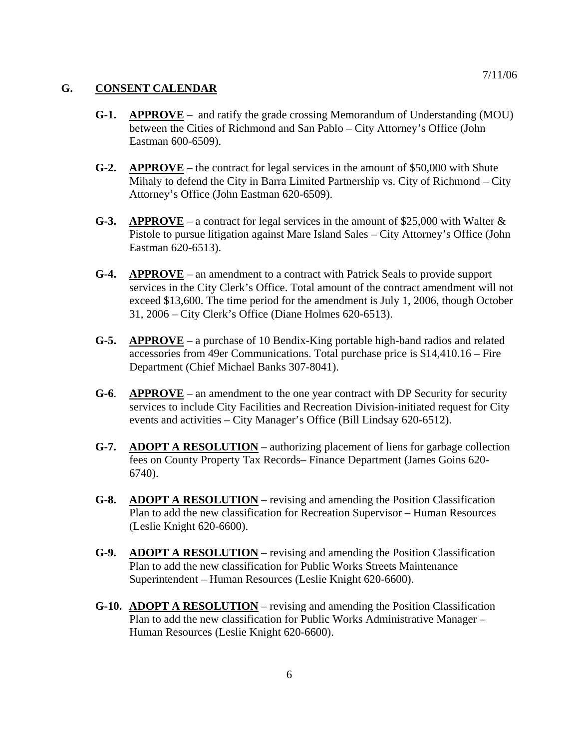7/11/06

## G. CONSENT CALENDAR

**G-1.** **APPROVE** – and ratify the grade crossing Memorandum of Understanding (MOU) between the Cities of Richmond and San Pablo – City Attorney's Office (John Eastman 600-6509).

**G-2.** **APPROVE** – the contract for legal services in the amount of $50,000 with Shute Mihaly to defend the City in Barra Limited Partnership vs. City of Richmond – City Attorney's Office (John Eastman 620-6509).

**G-3.** **APPROVE** – a contract for legal services in the amount of $25,000 with Walter & Pistole to pursue litigation against Mare Island Sales – City Attorney's Office (John Eastman 620-6513).

**G-4.** **APPROVE** – an amendment to a contract with Patrick Seals to provide support services in the City Clerk's Office. Total amount of the contract amendment will not exceed $13,600. The time period for the amendment is July 1, 2006, though October 31, 2006 – City Clerk's Office (Diane Holmes 620-6513).

**G-5.** **APPROVE** – a purchase of 10 Bendix-King portable high-band radios and related accessories from 49er Communications. Total purchase price is $14,410.16 – Fire Department (Chief Michael Banks 307-8041).

**G-6**. **APPROVE** – an amendment to the one year contract with DP Security for security services to include City Facilities and Recreation Division-initiated request for City events and activities – City Manager's Office (Bill Lindsay 620-6512).

**G-7.** **ADOPT A RESOLUTION** – authorizing placement of liens for garbage collection fees on County Property Tax Records– Finance Department (James Goins 620-6740).

**G-8.** **ADOPT A RESOLUTION** – revising and amending the Position Classification Plan to add the new classification for Recreation Supervisor – Human Resources (Leslie Knight 620-6600).

**G-9.** **ADOPT A RESOLUTION** – revising and amending the Position Classification Plan to add the new classification for Public Works Streets Maintenance Superintendent – Human Resources (Leslie Knight 620-6600).

**G-10.** **ADOPT A RESOLUTION** – revising and amending the Position Classification Plan to add the new classification for Public Works Administrative Manager – Human Resources (Leslie Knight 620-6600).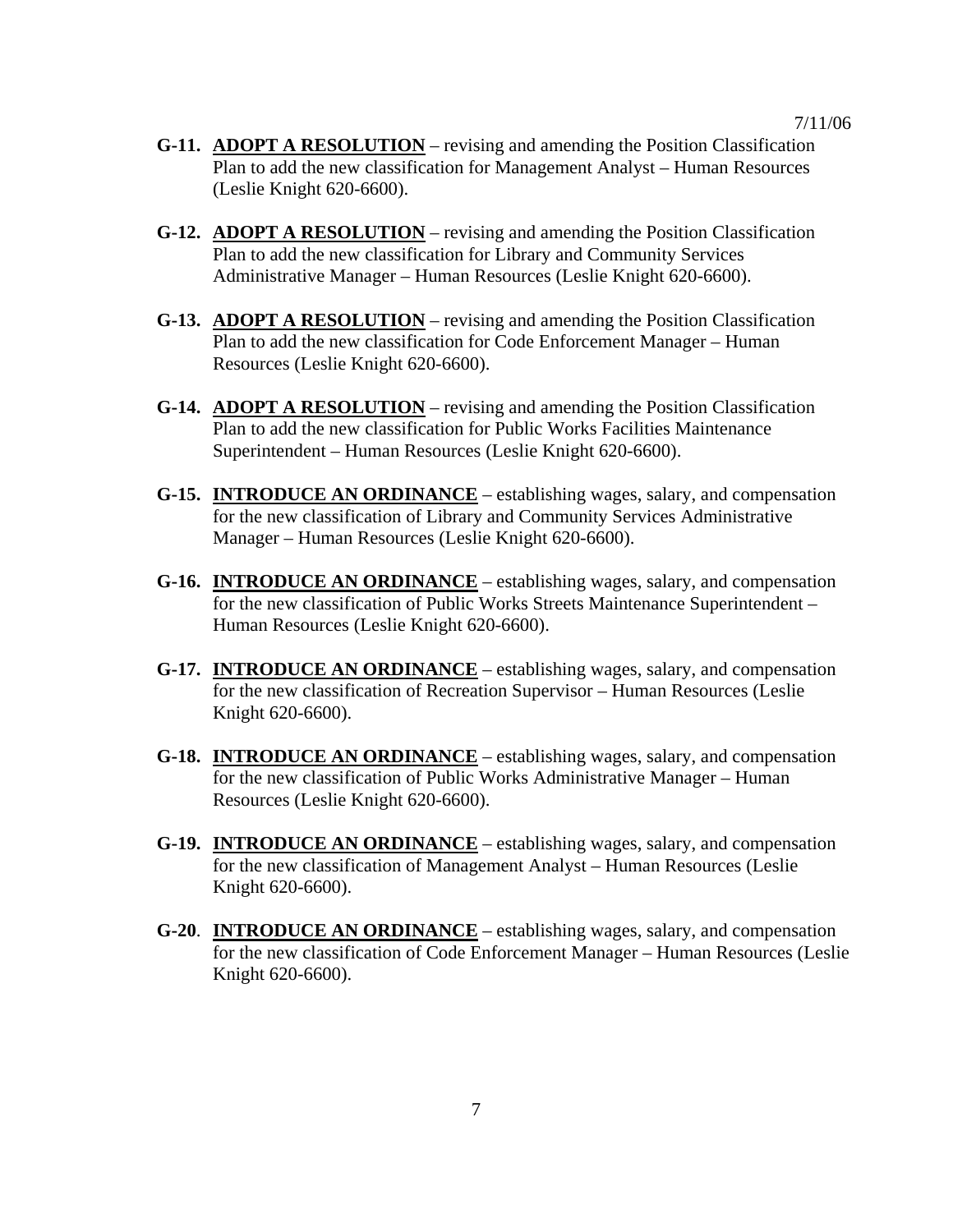7/11/06

**G-11.** **<u>ADOPT A RESOLUTION</u>** – revising and amending the Position Classification Plan to add the new classification for Management Analyst – Human Resources (Leslie Knight 620-6600).

**G-12.** **<u>ADOPT A RESOLUTION</u>** – revising and amending the Position Classification Plan to add the new classification for Library and Community Services Administrative Manager – Human Resources (Leslie Knight 620-6600).

**G-13.** **<u>ADOPT A RESOLUTION</u>** – revising and amending the Position Classification Plan to add the new classification for Code Enforcement Manager – Human Resources (Leslie Knight 620-6600).

**G-14.** **<u>ADOPT A RESOLUTION</u>** – revising and amending the Position Classification Plan to add the new classification for Public Works Facilities Maintenance Superintendent – Human Resources (Leslie Knight 620-6600).

**G-15.** **<u>INTRODUCE AN ORDINANCE</u>** – establishing wages, salary, and compensation for the new classification of Library and Community Services Administrative Manager – Human Resources (Leslie Knight 620-6600).

**G-16.** **<u>INTRODUCE AN ORDINANCE</u>** – establishing wages, salary, and compensation for the new classification of Public Works Streets Maintenance Superintendent – Human Resources (Leslie Knight 620-6600).

**G-17.** **<u>INTRODUCE AN ORDINANCE</u>** – establishing wages, salary, and compensation for the new classification of Recreation Supervisor – Human Resources (Leslie Knight 620-6600).

**G-18.** **<u>INTRODUCE AN ORDINANCE</u>** – establishing wages, salary, and compensation for the new classification of Public Works Administrative Manager – Human Resources (Leslie Knight 620-6600).

**G-19.** **<u>INTRODUCE AN ORDINANCE</u>** – establishing wages, salary, and compensation for the new classification of Management Analyst – Human Resources (Leslie Knight 620-6600).

**G-20**. **<u>INTRODUCE AN ORDINANCE</u>** – establishing wages, salary, and compensation for the new classification of Code Enforcement Manager – Human Resources (Leslie Knight 620-6600).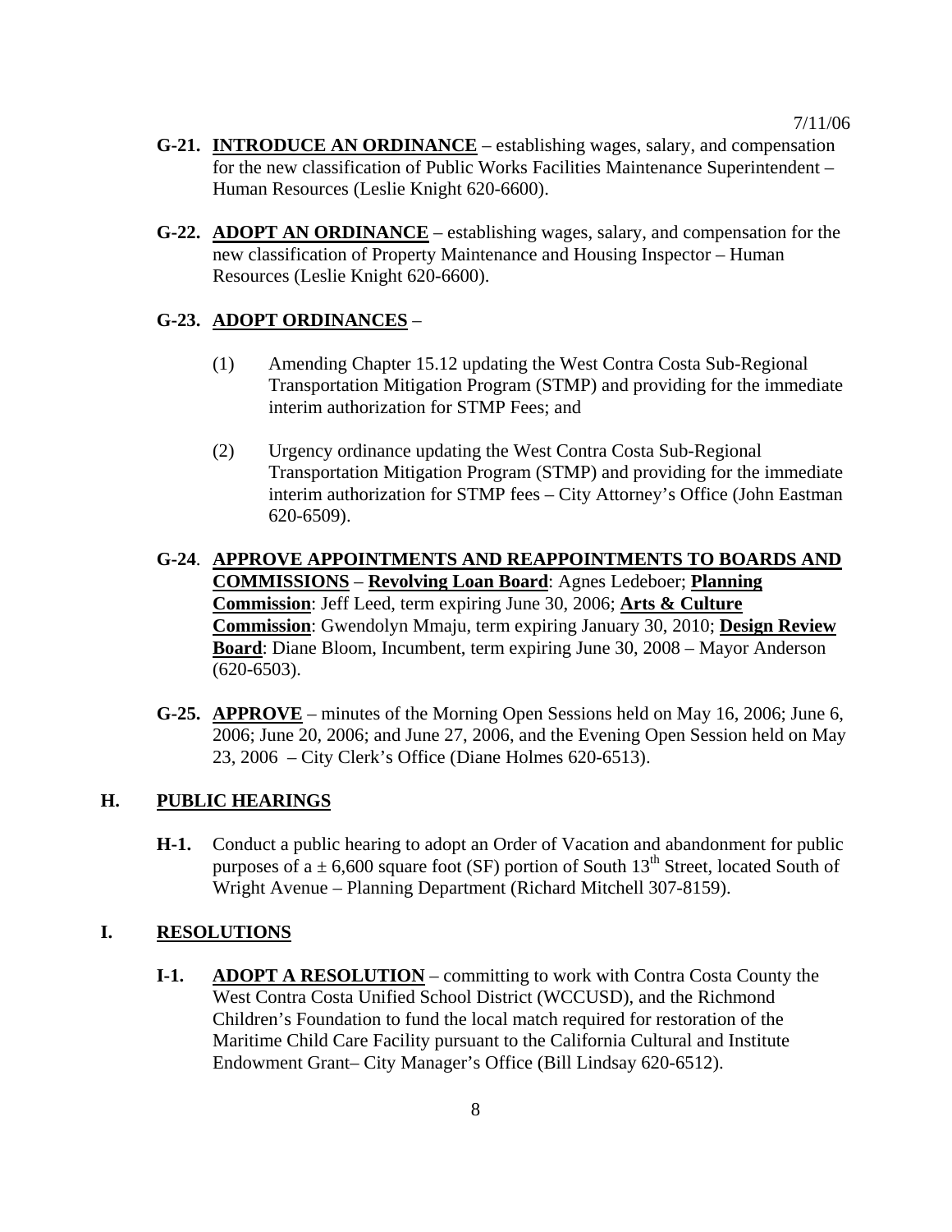7/11/06

**G-21.** **INTRODUCE AN ORDINANCE** – establishing wages, salary, and compensation for the new classification of Public Works Facilities Maintenance Superintendent – Human Resources (Leslie Knight 620-6600).

**G-22.** **ADOPT AN ORDINANCE** – establishing wages, salary, and compensation for the new classification of Property Maintenance and Housing Inspector – Human Resources (Leslie Knight 620-6600).

**G-23.** **ADOPT ORDINANCES** –

(1) Amending Chapter 15.12 updating the West Contra Costa Sub-Regional Transportation Mitigation Program (STMP) and providing for the immediate interim authorization for STMP Fees; and

(2) Urgency ordinance updating the West Contra Costa Sub-Regional Transportation Mitigation Program (STMP) and providing for the immediate interim authorization for STMP fees – City Attorney's Office (John Eastman 620-6509).

**G-24**. **APPROVE APPOINTMENTS AND REAPPOINTMENTS TO BOARDS AND COMMISSIONS** – **Revolving Loan Board**: Agnes Ledeboer; **Planning Commission**: Jeff Leed, term expiring June 30, 2006; **Arts & Culture Commission**: Gwendolyn Mmaju, term expiring January 30, 2010; **Design Review Board**: Diane Bloom, Incumbent, term expiring June 30, 2008 – Mayor Anderson (620-6503).

**G-25.** **APPROVE** – minutes of the Morning Open Sessions held on May 16, 2006; June 6, 2006; June 20, 2006; and June 27, 2006, and the Evening Open Session held on May 23, 2006 – City Clerk's Office (Diane Holmes 620-6513).

## H. PUBLIC HEARINGS

**H-1.** Conduct a public hearing to adopt an Order of Vacation and abandonment for public purposes of a ± 6,600 square foot (SF) portion of South 13th Street, located South of Wright Avenue – Planning Department (Richard Mitchell 307-8159).

## I. RESOLUTIONS

**I-1.** **ADOPT A RESOLUTION** – committing to work with Contra Costa County the West Contra Costa Unified School District (WCCUSD), and the Richmond Children's Foundation to fund the local match required for restoration of the Maritime Child Care Facility pursuant to the California Cultural and Institute Endowment Grant– City Manager's Office (Bill Lindsay 620-6512).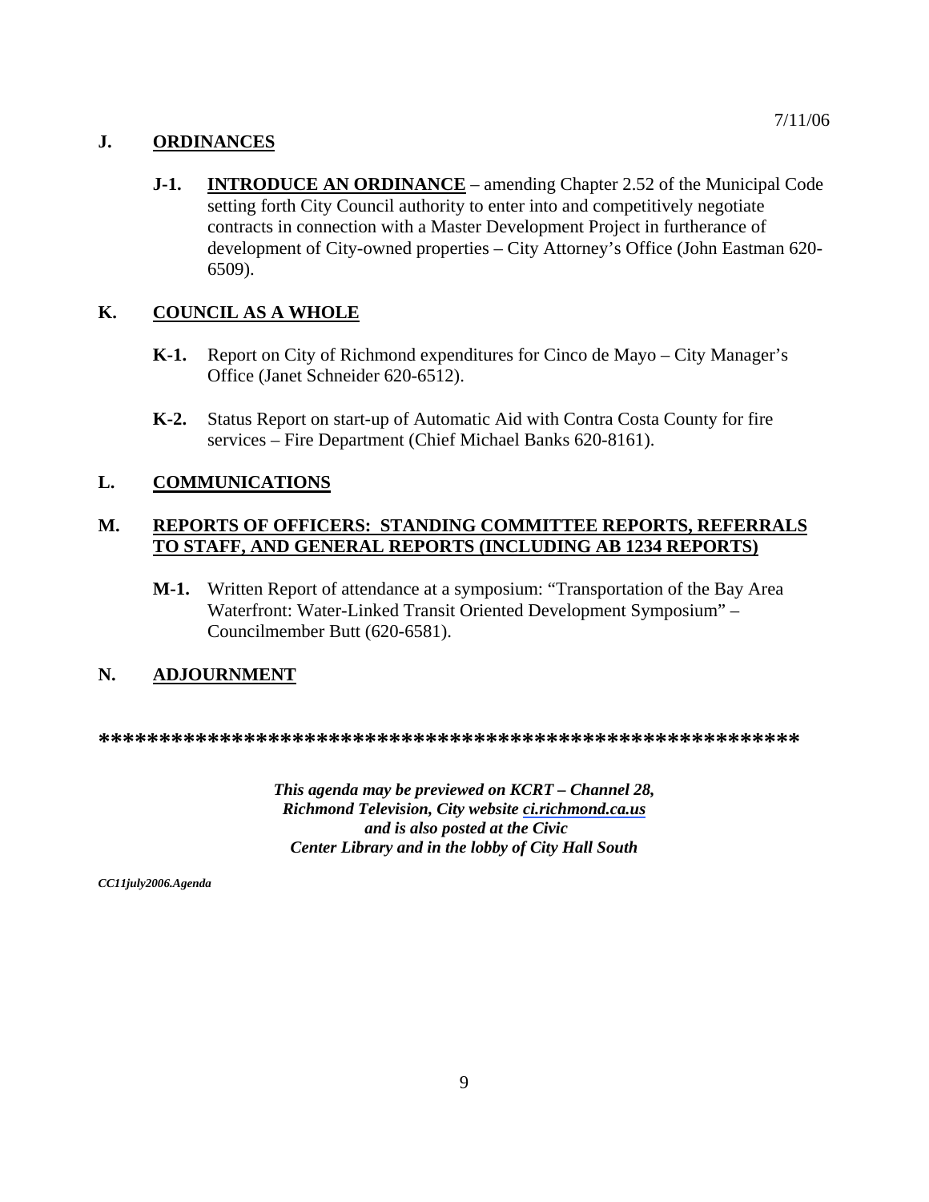7/11/06

## J. ORDINANCES

**J-1.** **INTRODUCE AN ORDINANCE** – amending Chapter 2.52 of the Municipal Code setting forth City Council authority to enter into and competitively negotiate contracts in connection with a Master Development Project in furtherance of development of City-owned properties – City Attorney's Office (John Eastman 620-6509).

## K. COUNCIL AS A WHOLE

**K-1.** Report on City of Richmond expenditures for Cinco de Mayo – City Manager's Office (Janet Schneider 620-6512).

**K-2.** Status Report on start-up of Automatic Aid with Contra Costa County for fire services – Fire Department (Chief Michael Banks 620-8161).

## L. COMMUNICATIONS

## M. REPORTS OF OFFICERS: STANDING COMMITTEE REPORTS, REFERRALS TO STAFF, AND GENERAL REPORTS (INCLUDING AB 1234 REPORTS)

**M-1.** Written Report of attendance at a symposium: "Transportation of the Bay Area Waterfront: Water-Linked Transit Oriented Development Symposium" – Councilmember Butt (620-6581).

## N. ADJOURNMENT

**********************************************************

***This agenda may be previewed on KCRT – Channel 28, Richmond Television, City website ci.richmond.ca.us and is also posted at the Civic Center Library and in the lobby of City Hall South***

***CC11july2006.Agenda***